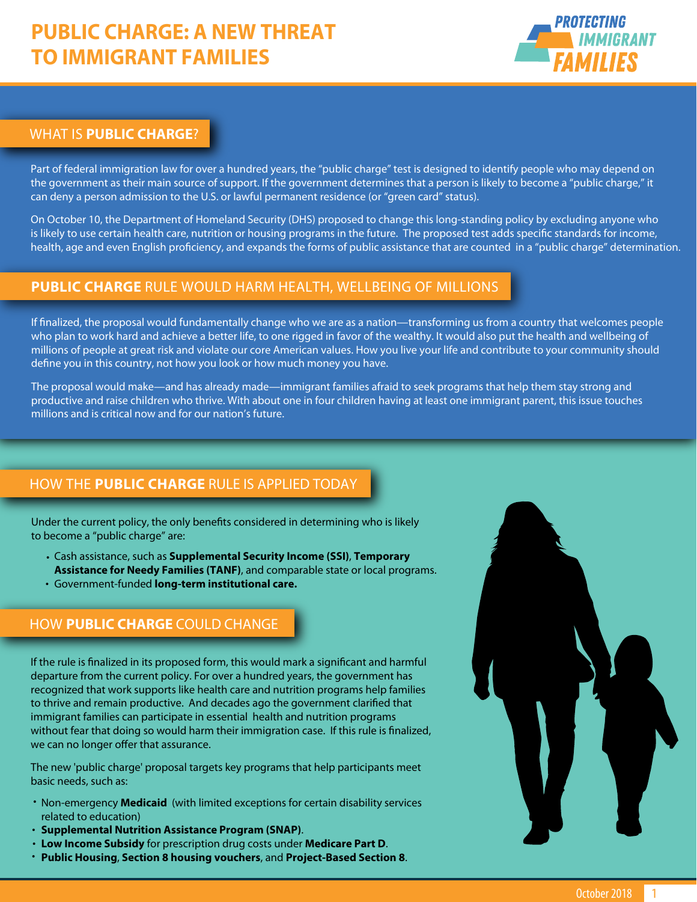# PUBLIC CHARGE: A NEW THREAT TO IMMIGRANT FAMILIES

PROTECTING IMMIGRANT FAMILIES

## WHAT IS **PUBLIC CHARGE**?

Part of federal immigration law for over a hundred years, the "public charge" test is designed to identify people who may depend on the government as their main source of support. If the government determines that a person is likely to become a "public charge," it can deny a person admission to the U.S. or lawful permanent residence (or "green card" status).

On October 10, the Department of Homeland Security (DHS) proposed to change this long-standing policy by excluding anyone who is likely to use certain health care, nutrition or housing programs in the future. The proposed test adds specific standards for income, health, age and even English proficiency, and expands the forms of public assistance that are counted in a "public charge" determination.

## **PUBLIC CHARGE** RULE WOULD HARM HEALTH, WELLBEING OF MILLIONS

If finalized, the proposal would fundamentally change who we are as a nation—transforming us from a country that welcomes people who plan to work hard and achieve a better life, to one rigged in favor of the wealthy. It would also put the health and wellbeing of millions of people at great risk and violate our core American values. How you live your life and contribute to your community should define you in this country, not how you look or how much money you have.

The proposal would make—and has already made—immigrant families afraid to seek programs that help them stay strong and productive and raise children who thrive. With about one in four children having at least one immigrant parent, this issue touches millions and is critical now and for our nation's future.

## HOW THE **PUBLIC CHARGE** RULE IS APPLIED TODAY

Under the current policy, the only benefits considered in determining who is likely to become a "public charge" are:

- Cash assistance, such as **Supplemental Security Income (SSI)**, **Temporary Assistance for Needy Families (TANF)**, and comparable state or local programs.
- Government-funded **long-term institutional care.**

## HOW **PUBLIC CHARGE** COULD CHANGE

If the rule is finalized in its proposed form, this would mark a significant and harmful departure from the current policy. For over a hundred years, the government has recognized that work supports like health care and nutrition programs help families to thrive and remain productive. And decades ago the government clarified that immigrant families can participate in essential health and nutrition programs without fear that doing so would harm their immigration case. If this rule is finalized, we can no longer offer that assurance.

The new 'public charge' proposal targets key programs that help participants meet basic needs, such as:

- Non-emergency **Medicaid** (with limited exceptions for certain disability services related to education)
- **Supplemental Nutrition Assistance Program (SNAP)**.
- **Low Income Subsidy** for prescription drug costs under **Medicare Part D**.
- **Public Housing**, **Section 8 housing vouchers**, and **Project-Based Section 8**.

October 2018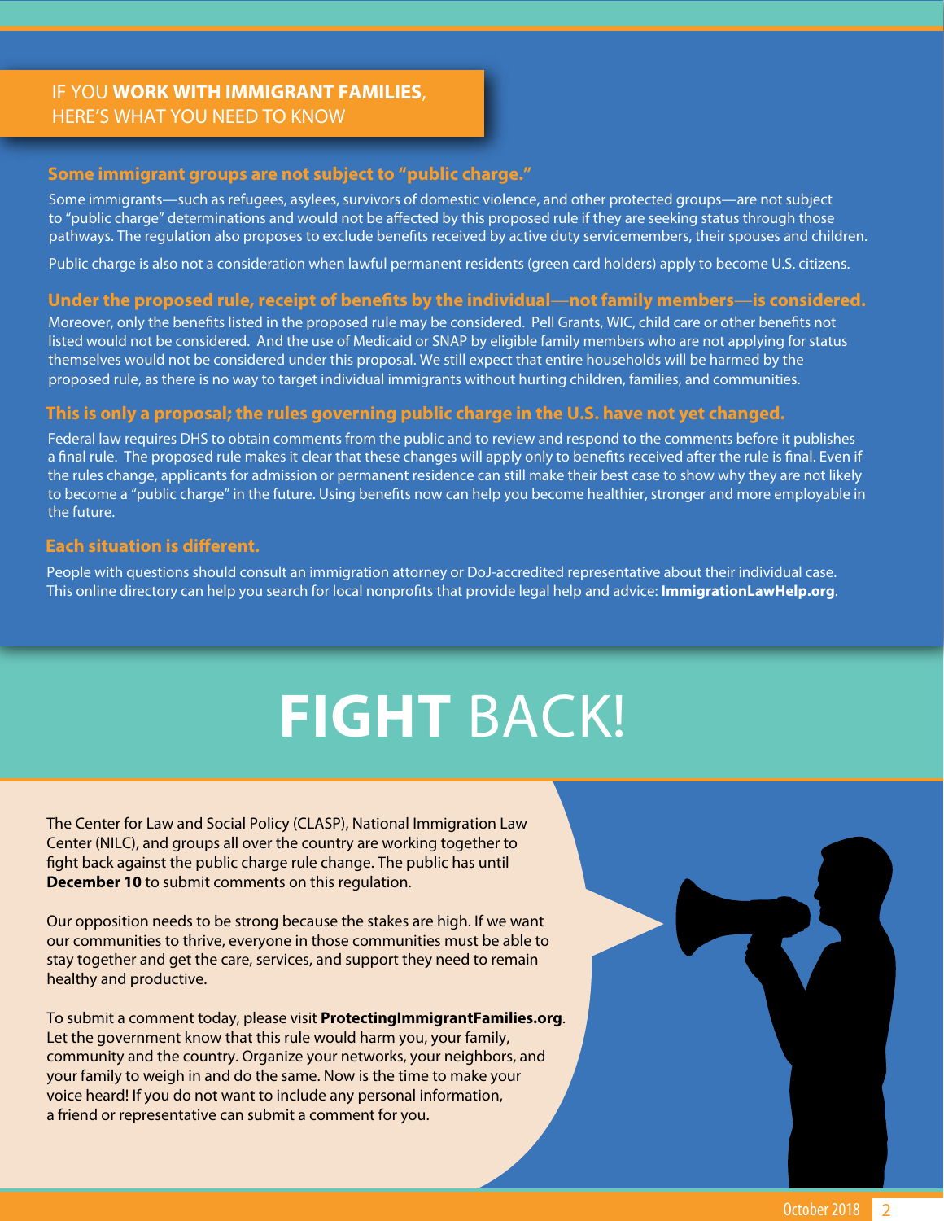## IF YOU **WORK WITH IMMIGRANT FAMILIES**, HERE'S WHAT YOU NEED TO KNOW

### Some immigrant groups are not subject to "public charge."

Some immigrants—such as refugees, asylees, survivors of domestic violence, and other protected groups—are not subject to "public charge" determinations and would not be affected by this proposed rule if they are seeking status through those pathways. The regulation also proposes to exclude benefits received by active duty servicemembers, their spouses and children.

Public charge is also not a consideration when lawful permanent residents (green card holders) apply to become U.S. citizens.

### Under the proposed rule, receipt of benefits by the individual—not family members—is considered.

Moreover, only the benefits listed in the proposed rule may be considered. Pell Grants, WIC, child care or other benefits not listed would not be considered. And the use of Medicaid or SNAP by eligible family members who are not applying for status themselves would not be considered under this proposal. We still expect that entire households will be harmed by the proposed rule, as there is no way to target individual immigrants without hurting children, families, and communities.

### This is only a proposal; the rules governing public charge in the U.S. have not yet changed.

Federal law requires DHS to obtain comments from the public and to review and respond to the comments before it publishes a final rule. The proposed rule makes it clear that these changes will apply only to benefits received after the rule is final. Even if the rules change, applicants for admission or permanent residence can still make their best case to show why they are not likely to become a "public charge" in the future. Using benefits now can help you become healthier, stronger and more employable in the future.

### Each situation is different.

People with questions should consult an immigration attorney or DoJ-accredited representative about their individual case. This online directory can help you search for local nonprofits that provide legal help and advice: **ImmigrationLawHelp.org**.

# **FIGHT** BACK!

The Center for Law and Social Policy (CLASP), National Immigration Law Center (NILC), and groups all over the country are working together to fight back against the public charge rule change. The public has until **December 10** to submit comments on this regulation.

Our opposition needs to be strong because the stakes are high. If we want our communities to thrive, everyone in those communities must be able to stay together and get the care, services, and support they need to remain healthy and productive.

To submit a comment today, please visit **ProtectingImmigrantFamilies.org**. Let the government know that this rule would harm you, your family, community and the country. Organize your networks, your neighbors, and your family to weigh in and do the same. Now is the time to make your voice heard! If you do not want to include any personal information, a friend or representative can submit a comment for you.